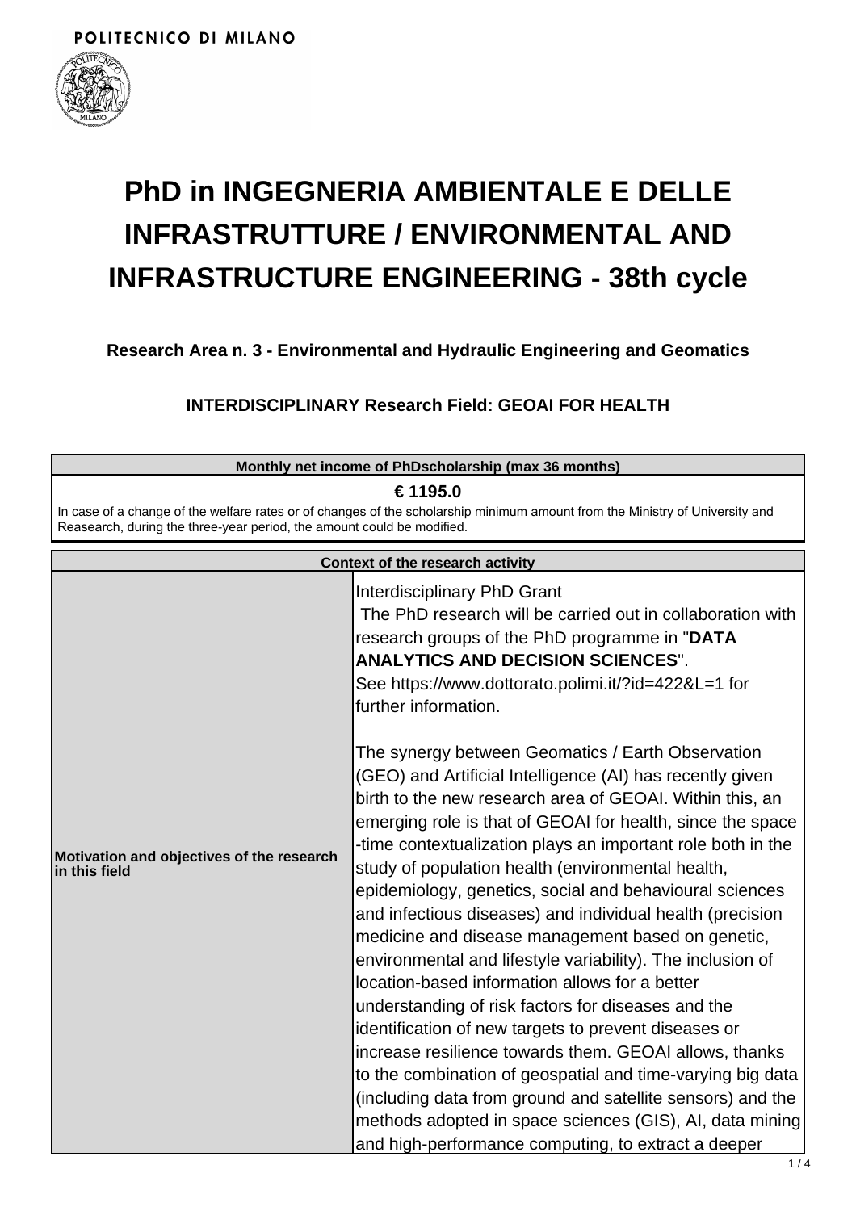POLITECNICO DI MILANO

# PhD in INGEGNERIA AMBIENTALE E DELLE INFRASTRUTTURE / ENVIRONMENTAL AND INFRASTRUCTURE ENGINEERING - 38th cycle

### Research Area n. 3 - Environmental and Hydraulic Engineering and Geomatics

### INTERDISCIPLINARY Research Field: GEOAI FOR HEALTH

| Monthly net income of PhDscholarship (max 36 months) |
|---|
| **€ 1195.0**<br>In case of a change of the welfare rates or of changes of the scholarship minimum amount from the Ministry of University and Reasearch, during the three-year period, the amount could be modified. |

| Context of the research activity | |
|---|---|
| **Motivation and objectives of the research in this field** | Interdisciplinary PhD Grant<br>The PhD research will be carried out in collaboration with research groups of the PhD programme in "**DATA ANALYTICS AND DECISION SCIENCES**".<br>See https://www.dottorato.polimi.it/?id=422&L=1 for further information.<br><br>The synergy between Geomatics / Earth Observation (GEO) and Artificial Intelligence (AI) has recently given birth to the new research area of GEOAI. Within this, an emerging role is that of GEOAI for health, since the space-time contextualization plays an important role both in the study of population health (environmental health, epidemiology, genetics, social and behavioural sciences and infectious diseases) and individual health (precision medicine and disease management based on genetic, environmental and lifestyle variability). The inclusion of location-based information allows for a better understanding of risk factors for diseases and the identification of new targets to prevent diseases or increase resilience towards them. GEOAI allows, thanks to the combination of geospatial and time-varying big data (including data from ground and satellite sensors) and the methods adopted in space sciences (GIS), AI, data mining and high-performance computing, to extract a deeper |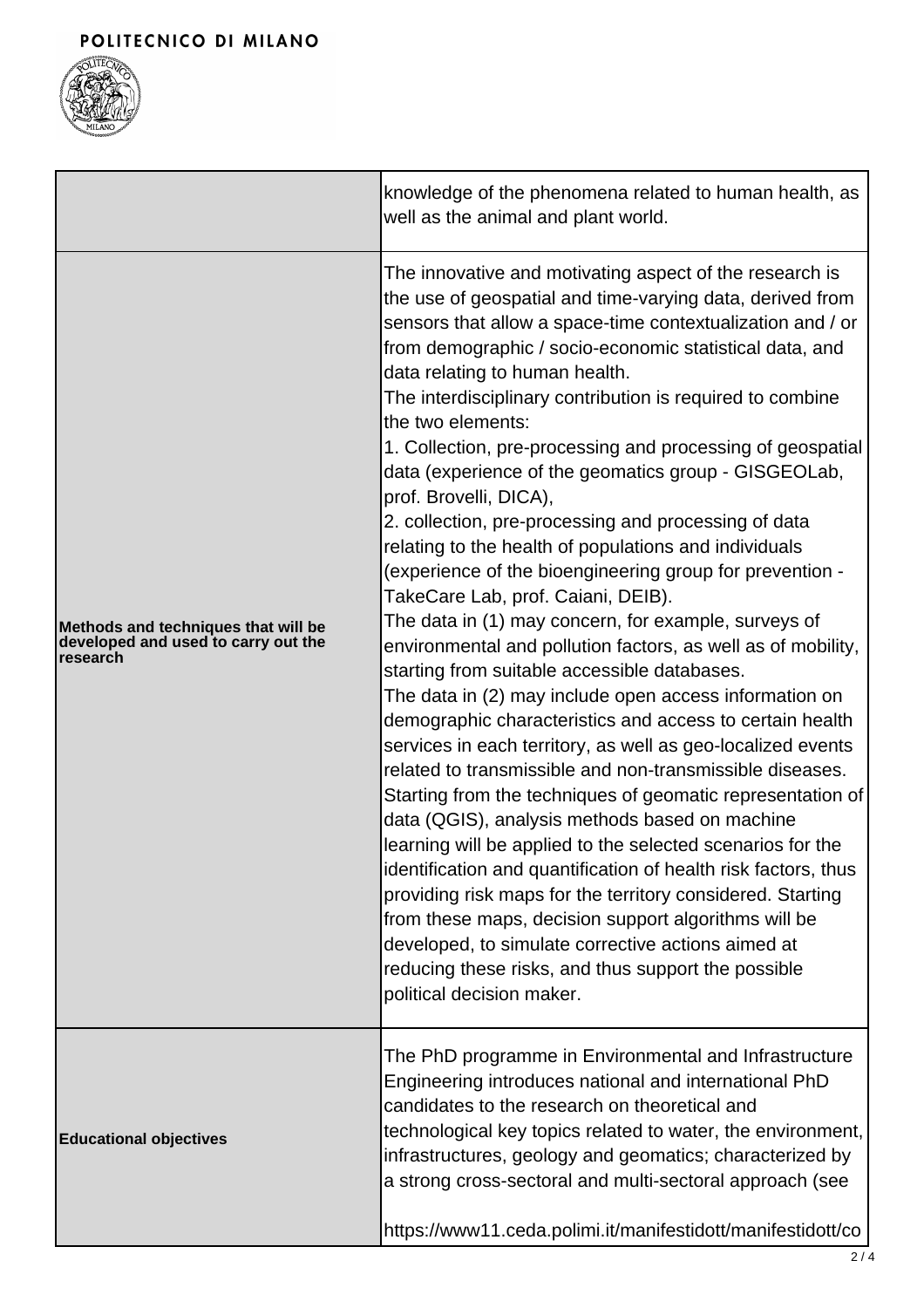| | |
|---|---|
| | knowledge of the phenomena related to human health, as well as the animal and plant world. |
| **Methods and techniques that will be developed and used to carry out the research** | The innovative and motivating aspect of the research is the use of geospatial and time-varying data, derived from sensors that allow a space-time contextualization and / or from demographic / socio-economic statistical data, and data relating to human health.<br>The interdisciplinary contribution is required to combine the two elements:<br>1. Collection, pre-processing and processing of geospatial data (experience of the geomatics group - GISGEOLab, prof. Brovelli, DICA),<br>2. collection, pre-processing and processing of data relating to the health of populations and individuals (experience of the bioengineering group for prevention - TakeCare Lab, prof. Caiani, DEIB).<br>The data in (1) may concern, for example, surveys of environmental and pollution factors, as well as of mobility, starting from suitable accessible databases.<br>The data in (2) may include open access information on demographic characteristics and access to certain health services in each territory, as well as geo-localized events related to transmissible and non-transmissible diseases.<br>Starting from the techniques of geomatic representation of data (QGIS), analysis methods based on machine learning will be applied to the selected scenarios for the identification and quantification of health risk factors, thus providing risk maps for the territory considered. Starting from these maps, decision support algorithms will be developed, to simulate corrective actions aimed at reducing these risks, and thus support the possible political decision maker. |
| **Educational objectives** | The PhD programme in Environmental and Infrastructure Engineering introduces national and international PhD candidates to the research on theoretical and technological key topics related to water, the environment, infrastructures, geology and geomatics; characterized by a strong cross-sectoral and multi-sectoral approach (see<br><br>https://www11.ceda.polimi.it/manifestidott/manifestidott/co |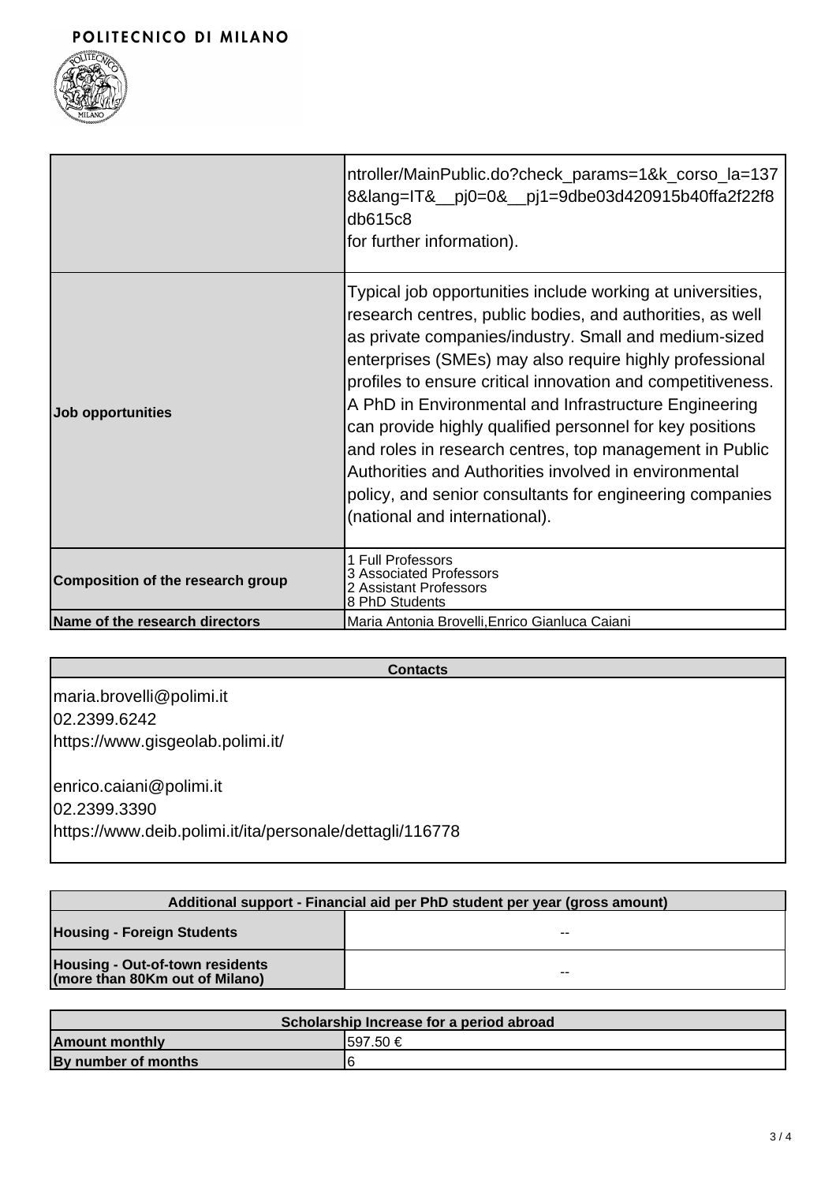| | |
|---|---|
| | ntroller/MainPublic.do?check_params=1&k_corso_la=1378&lang=IT&__pj0=0&__pj1=9dbe03d420915b40ffa2f22f8db615c8<br>for further information). |
| **Job opportunities** | Typical job opportunities include working at universities, research centres, public bodies, and authorities, as well as private companies/industry. Small and medium-sized enterprises (SMEs) may also require highly professional profiles to ensure critical innovation and competitiveness. A PhD in Environmental and Infrastructure Engineering can provide highly qualified personnel for key positions and roles in research centres, top management in Public Authorities and Authorities involved in environmental policy, and senior consultants for engineering companies (national and international). |
| **Composition of the research group** | 1 Full Professors<br>3 Associated Professors<br>2 Assistant Professors<br>8 PhD Students |
| **Name of the research directors** | Maria Antonia Brovelli,Enrico Gianluca Caiani |

| Contacts |
|---|
| maria.brovelli@polimi.it<br>02.2399.6242<br>https://www.gisgeolab.polimi.it/<br><br>enrico.caiani@polimi.it<br>02.2399.3390<br>https://www.deib.polimi.it/ita/personale/dettagli/116778 |

| Additional support - Financial aid per PhD student per year (gross amount) | |
|---|---|
| **Housing - Foreign Students** | -- |
| **Housing - Out-of-town residents (more than 80Km out of Milano)** | -- |

| Scholarship Increase for a period abroad | |
|---|---|
| **Amount monthly** | 597.50 € |
| **By number of months** | 6 |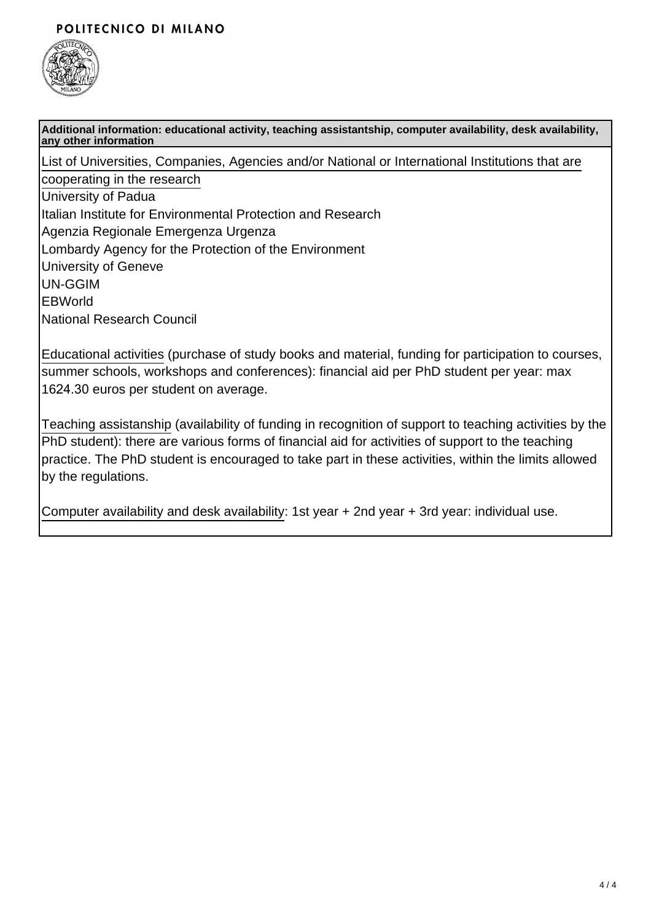**Additional information: educational activity, teaching assistantship, computer availability, desk availability, any other information**

List of Universities, Companies, Agencies and/or National or International Institutions that are cooperating in the research

University of Padua
Italian Institute for Environmental Protection and Research
Agenzia Regionale Emergenza Urgenza
Lombardy Agency for the Protection of the Environment
University of Geneve
UN-GGIM
EBWorld
National Research Council

Educational activities (purchase of study books and material, funding for participation to courses, summer schools, workshops and conferences): financial aid per PhD student per year: max 1624.30 euros per student on average.

Teaching assistanship (availability of funding in recognition of support to teaching activities by the PhD student): there are various forms of financial aid for activities of support to the teaching practice. The PhD student is encouraged to take part in these activities, within the limits allowed by the regulations.

Computer availability and desk availability: 1st year + 2nd year + 3rd year: individual use.